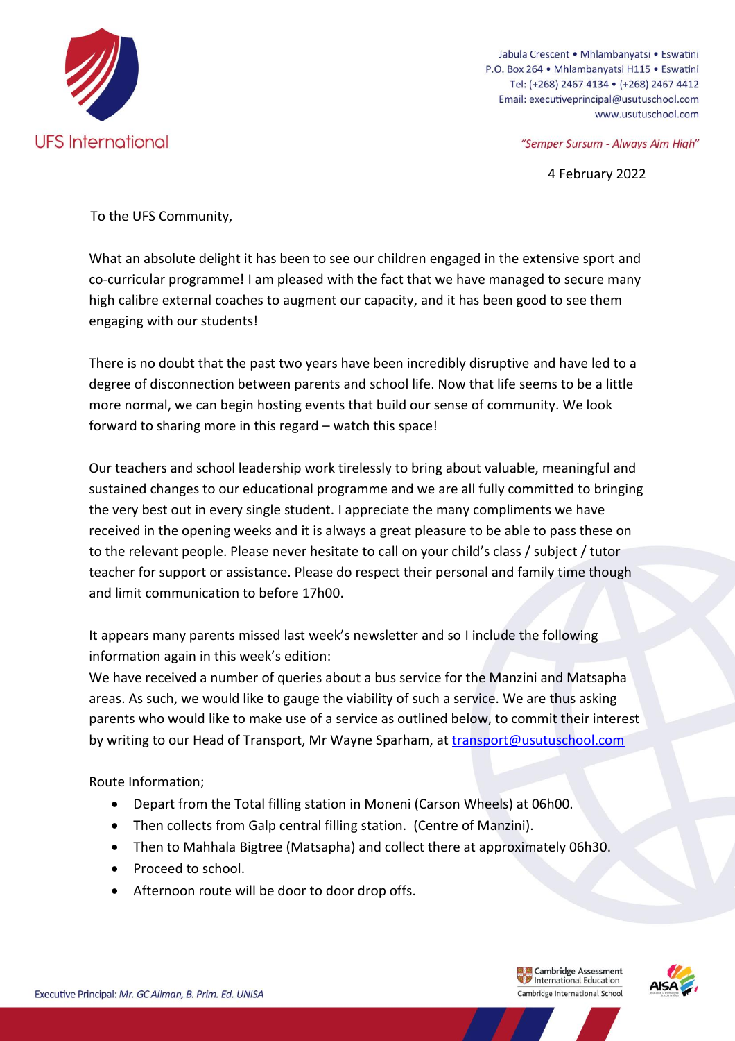UFS International

Jabula Crescent • Mhlambanyatsi • Eswatini
P.O. Box 264 • Mhlambanyatsi H115 • Eswatini
Tel: (+268) 2467 4134 • (+268) 2467 4412
Email: executiveprincipal@usutuschool.com
www.usutuschool.com

*"Semper Sursum - Always Aim High"*

4 February 2022

To the UFS Community,

What an absolute delight it has been to see our children engaged in the extensive sport and co-curricular programme! I am pleased with the fact that we have managed to secure many high calibre external coaches to augment our capacity, and it has been good to see them engaging with our students!

There is no doubt that the past two years have been incredibly disruptive and have led to a degree of disconnection between parents and school life. Now that life seems to be a little more normal, we can begin hosting events that build our sense of community. We look forward to sharing more in this regard – watch this space!

Our teachers and school leadership work tirelessly to bring about valuable, meaningful and sustained changes to our educational programme and we are all fully committed to bringing the very best out in every single student. I appreciate the many compliments we have received in the opening weeks and it is always a great pleasure to be able to pass these on to the relevant people. Please never hesitate to call on your child's class / subject / tutor teacher for support or assistance. Please do respect their personal and family time though and limit communication to before 17h00.

It appears many parents missed last week's newsletter and so I include the following information again in this week's edition:
We have received a number of queries about a bus service for the Manzini and Matsapha areas. As such, we would like to gauge the viability of such a service. We are thus asking parents who would like to make use of a service as outlined below, to commit their interest by writing to our Head of Transport, Mr Wayne Sparham, at transport@usutuschool.com

Route Information;

- Depart from the Total filling station in Moneni (Carson Wheels) at 06h00.
- Then collects from Galp central filling station. (Centre of Manzini).
- Then to Mahhala Bigtree (Matsapha) and collect there at approximately 06h30.
- Proceed to school.
- Afternoon route will be door to door drop offs.

Executive Principal: *Mr. GC Allman, B. Prim. Ed. UNISA*

Cambridge Assessment International Education
Cambridge International School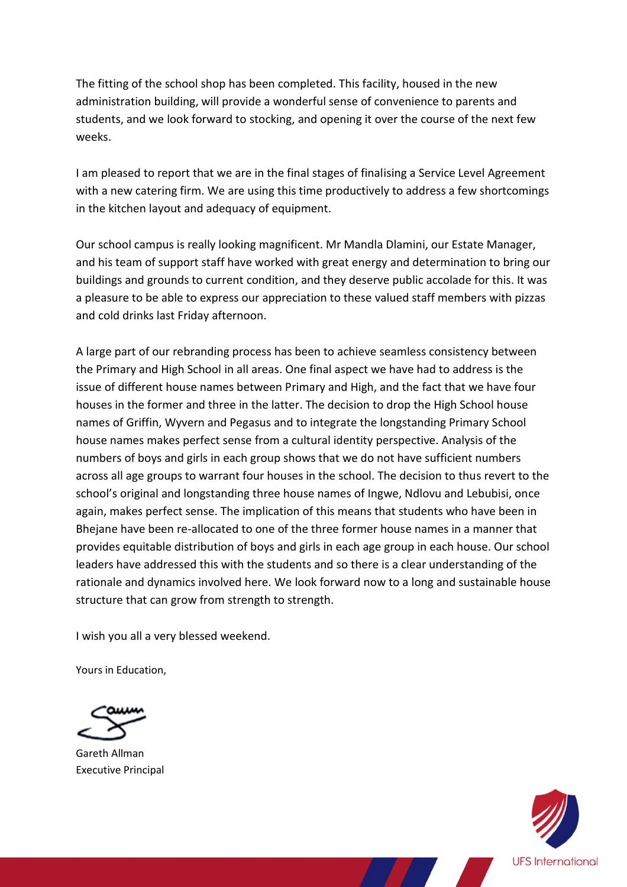The fitting of the school shop has been completed. This facility, housed in the new administration building, will provide a wonderful sense of convenience to parents and students, and we look forward to stocking, and opening it over the course of the next few weeks.

I am pleased to report that we are in the final stages of finalising a Service Level Agreement with a new catering firm. We are using this time productively to address a few shortcomings in the kitchen layout and adequacy of equipment.

Our school campus is really looking magnificent. Mr Mandla Dlamini, our Estate Manager, and his team of support staff have worked with great energy and determination to bring our buildings and grounds to current condition, and they deserve public accolade for this. It was a pleasure to be able to express our appreciation to these valued staff members with pizzas and cold drinks last Friday afternoon.

A large part of our rebranding process has been to achieve seamless consistency between the Primary and High School in all areas. One final aspect we have had to address is the issue of different house names between Primary and High, and the fact that we have four houses in the former and three in the latter. The decision to drop the High School house names of Griffin, Wyvern and Pegasus and to integrate the longstanding Primary School house names makes perfect sense from a cultural identity perspective. Analysis of the numbers of boys and girls in each group shows that we do not have sufficient numbers across all age groups to warrant four houses in the school. The decision to thus revert to the school's original and longstanding three house names of Ingwe, Ndlovu and Lebubisi, once again, makes perfect sense. The implication of this means that students who have been in Bhejane have been re-allocated to one of the three former house names in a manner that provides equitable distribution of boys and girls in each age group in each house. Our school leaders have addressed this with the students and so there is a clear understanding of the rationale and dynamics involved here. We look forward now to a long and sustainable house structure that can grow from strength to strength.

I wish you all a very blessed weekend.

Yours in Education,

Gareth Allman
Executive Principal

UFS International